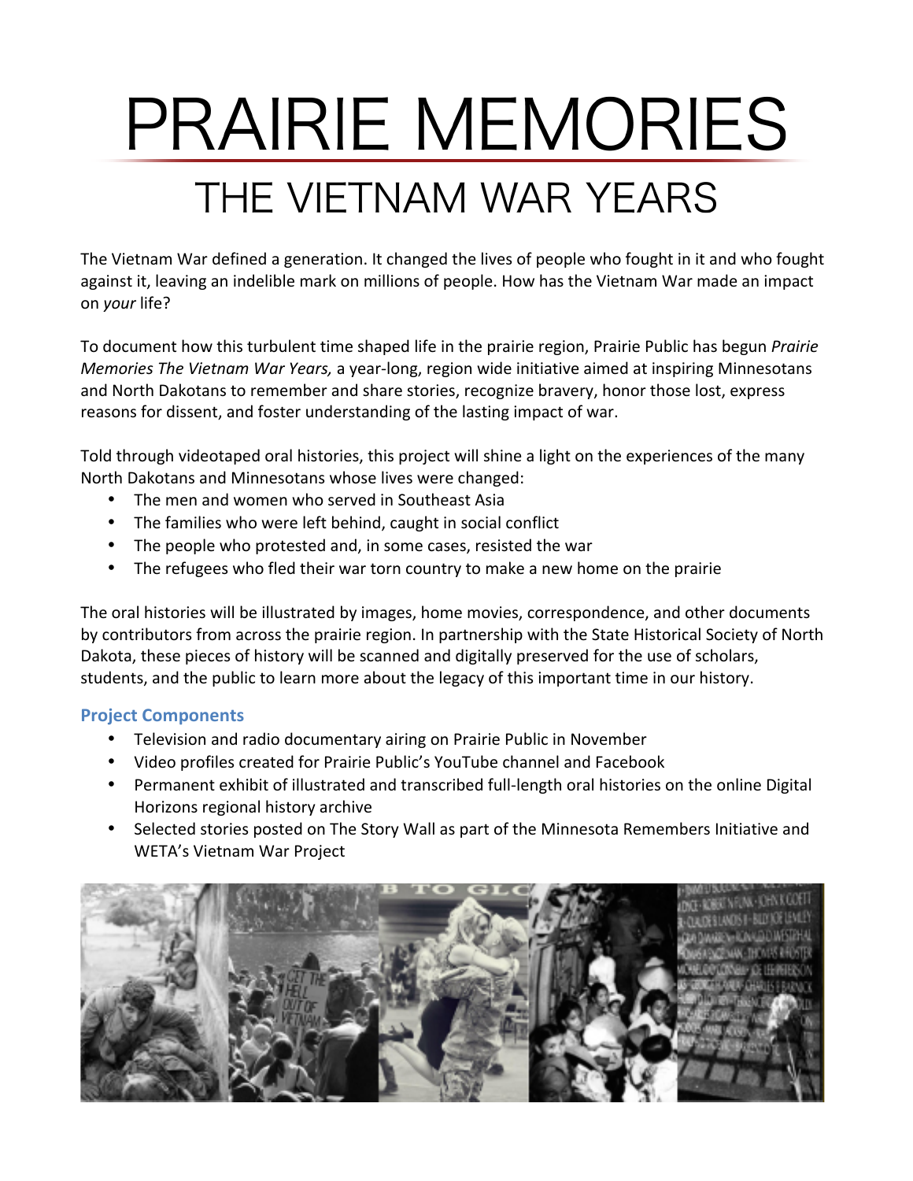# PRAIRIE MEMORIES

## THE VIETNAM WAR YEARS

The Vietnam War defined a generation. It changed the lives of people who fought in it and who fought against it, leaving an indelible mark on millions of people. How has the Vietnam War made an impact on *your* life?

To document how this turbulent time shaped life in the prairie region, Prairie Public has begun *Prairie Memories The Vietnam War Years,* a year-long, region wide initiative aimed at inspiring Minnesotans and North Dakotans to remember and share stories, recognize bravery, honor those lost, express reasons for dissent, and foster understanding of the lasting impact of war.

Told through videotaped oral histories, this project will shine a light on the experiences of the many North Dakotans and Minnesotans whose lives were changed:

- The men and women who served in Southeast Asia
- The families who were left behind, caught in social conflict
- The people who protested and, in some cases, resisted the war
- The refugees who fled their war torn country to make a new home on the prairie

The oral histories will be illustrated by images, home movies, correspondence, and other documents by contributors from across the prairie region. In partnership with the State Historical Society of North Dakota, these pieces of history will be scanned and digitally preserved for the use of scholars, students, and the public to learn more about the legacy of this important time in our history.

### Project Components

- Television and radio documentary airing on Prairie Public in November
- Video profiles created for Prairie Public's YouTube channel and Facebook
- Permanent exhibit of illustrated and transcribed full-length oral histories on the online Digital Horizons regional history archive
- Selected stories posted on The Story Wall as part of the Minnesota Remembers Initiative and WETA's Vietnam War Project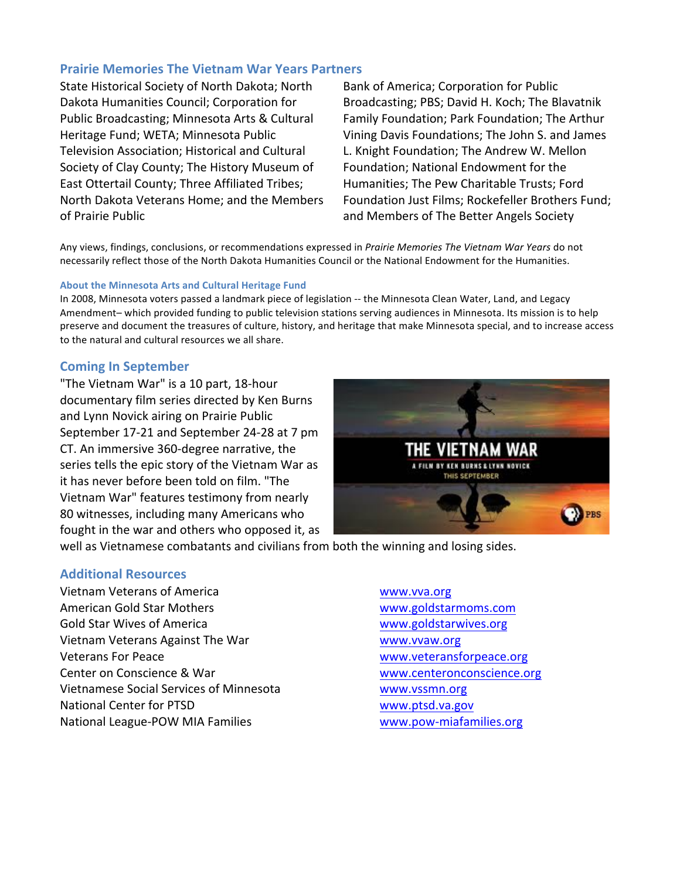## Prairie Memories The Vietnam War Years Partners

State Historical Society of North Dakota; North Dakota Humanities Council; Corporation for Public Broadcasting; Minnesota Arts & Cultural Heritage Fund; WETA; Minnesota Public Television Association; Historical and Cultural Society of Clay County; The History Museum of East Ottertail County; Three Affiliated Tribes; North Dakota Veterans Home; and the Members of Prairie Public

Bank of America; Corporation for Public Broadcasting; PBS; David H. Koch; The Blavatnik Family Foundation; Park Foundation; The Arthur Vining Davis Foundations; The John S. and James L. Knight Foundation; The Andrew W. Mellon Foundation; National Endowment for the Humanities; The Pew Charitable Trusts; Ford Foundation Just Films; Rockefeller Brothers Fund; and Members of The Better Angels Society

Any views, findings, conclusions, or recommendations expressed in *Prairie Memories The Vietnam War Years* do not necessarily reflect those of the North Dakota Humanities Council or the National Endowment for the Humanities.

#### About the Minnesota Arts and Cultural Heritage Fund

In 2008, Minnesota voters passed a landmark piece of legislation -- the Minnesota Clean Water, Land, and Legacy Amendment– which provided funding to public television stations serving audiences in Minnesota. Its mission is to help preserve and document the treasures of culture, history, and heritage that make Minnesota special, and to increase access to the natural and cultural resources we all share.

## Coming In September

"The Vietnam War" is a 10 part, 18-hour documentary film series directed by Ken Burns and Lynn Novick airing on Prairie Public September 17-21 and September 24-28 at 7 pm CT. An immersive 360-degree narrative, the series tells the epic story of the Vietnam War as it has never before been told on film. "The Vietnam War" features testimony from nearly 80 witnesses, including many Americans who fought in the war and others who opposed it, as well as Vietnamese combatants and civilians from both the winning and losing sides.

THE VIETNAM WAR
A FILM BY KEN BURNS & LYNN NOVICK
THIS SEPTEMBER
PBS

## Additional Resources

| | |
|---|---|
| Vietnam Veterans of America | www.vva.org |
| American Gold Star Mothers | www.goldstarmoms.com |
| Gold Star Wives of America | www.goldstarwives.org |
| Vietnam Veterans Against The War | www.vvaw.org |
| Veterans For Peace | www.veteransforpeace.org |
| Center on Conscience & War | www.centeronconscience.org |
| Vietnamese Social Services of Minnesota | www.vssmn.org |
| National Center for PTSD | www.ptsd.va.gov |
| National League-POW MIA Families | www.pow-miafamilies.org |